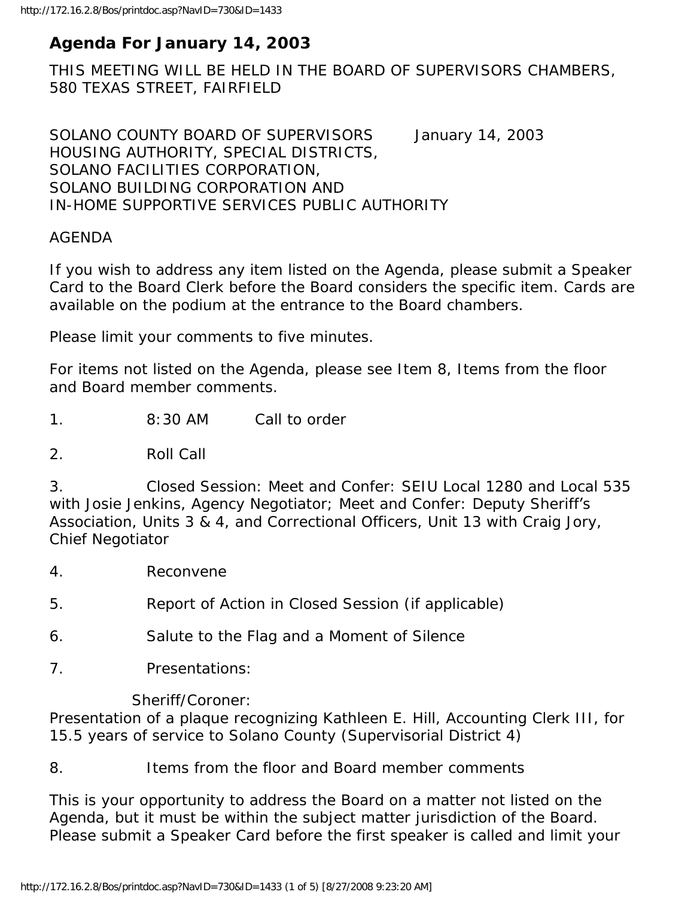# Agenda For January 14, 2003

THIS MEETING WILL BE HELD IN THE BOARD OF SUPERVISORS CHAMBERS, 580 TEXAS STREET, FAIRFIELD

SOLANO COUNTY BOARD OF SUPERVISORS January 14, 2003
HOUSING AUTHORITY, SPECIAL DISTRICTS,
SOLANO FACILITIES CORPORATION,
SOLANO BUILDING CORPORATION AND
IN-HOME SUPPORTIVE SERVICES PUBLIC AUTHORITY

AGENDA

If you wish to address any item listed on the Agenda, please submit a Speaker Card to the Board Clerk before the Board considers the specific item. Cards are available on the podium at the entrance to the Board chambers.

Please limit your comments to five minutes.

For items not listed on the Agenda, please see Item 8, Items from the floor and Board member comments.

1. 8:30 AM Call to order

2. Roll Call

3. Closed Session: Meet and Confer: SEIU Local 1280 and Local 535 with Josie Jenkins, Agency Negotiator; Meet and Confer: Deputy Sheriff's Association, Units 3 & 4, and Correctional Officers, Unit 13 with Craig Jory, Chief Negotiator

4. Reconvene

5. Report of Action in Closed Session (if applicable)

6. Salute to the Flag and a Moment of Silence

7. Presentations:

Sheriff/Coroner:
Presentation of a plaque recognizing Kathleen E. Hill, Accounting Clerk III, for 15.5 years of service to Solano County (Supervisorial District 4)

8. Items from the floor and Board member comments

This is your opportunity to address the Board on a matter not listed on the Agenda, but it must be within the subject matter jurisdiction of the Board. Please submit a Speaker Card before the first speaker is called and limit your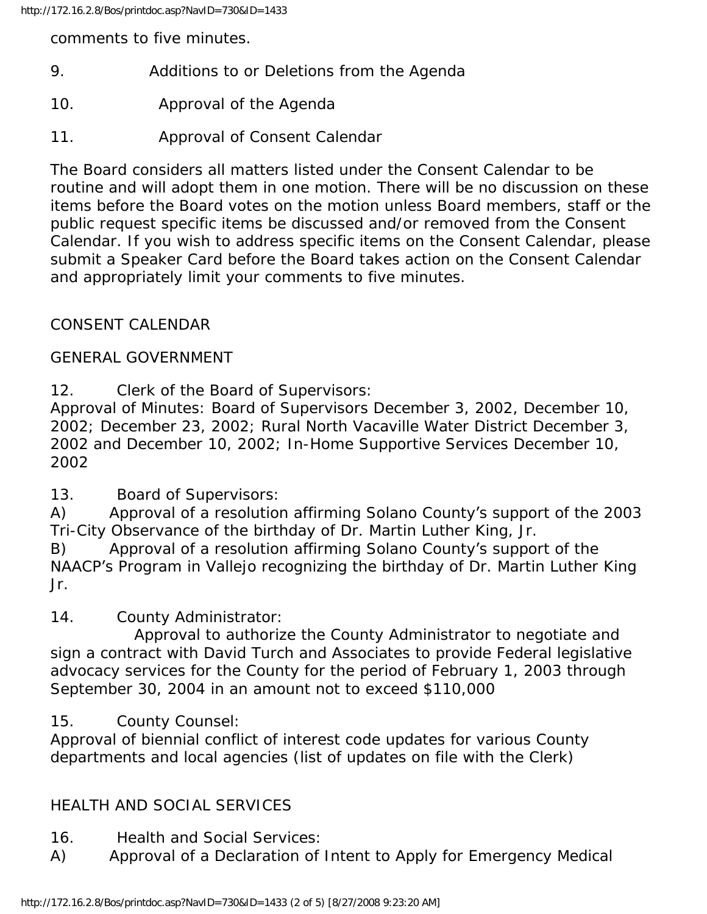comments to five minutes.

9. Additions to or Deletions from the Agenda

10. Approval of the Agenda

11. Approval of Consent Calendar

The Board considers all matters listed under the Consent Calendar to be routine and will adopt them in one motion. There will be no discussion on these items before the Board votes on the motion unless Board members, staff or the public request specific items be discussed and/or removed from the Consent Calendar. If you wish to address specific items on the Consent Calendar, please submit a Speaker Card before the Board takes action on the Consent Calendar and appropriately limit your comments to five minutes.

CONSENT CALENDAR

GENERAL GOVERNMENT

12. Clerk of the Board of Supervisors:
Approval of Minutes: Board of Supervisors December 3, 2002, December 10, 2002; December 23, 2002; Rural North Vacaville Water District December 3, 2002 and December 10, 2002; In-Home Supportive Services December 10, 2002

13. Board of Supervisors:
A) Approval of a resolution affirming Solano County's support of the 2003 Tri-City Observance of the birthday of Dr. Martin Luther King, Jr.
B) Approval of a resolution affirming Solano County's support of the NAACP's Program in Vallejo recognizing the birthday of Dr. Martin Luther King Jr.

14. County Administrator:
Approval to authorize the County Administrator to negotiate and sign a contract with David Turch and Associates to provide Federal legislative advocacy services for the County for the period of February 1, 2003 through September 30, 2004 in an amount not to exceed $110,000

15. County Counsel:
Approval of biennial conflict of interest code updates for various County departments and local agencies (list of updates on file with the Clerk)

HEALTH AND SOCIAL SERVICES

16. Health and Social Services:
A) Approval of a Declaration of Intent to Apply for Emergency Medical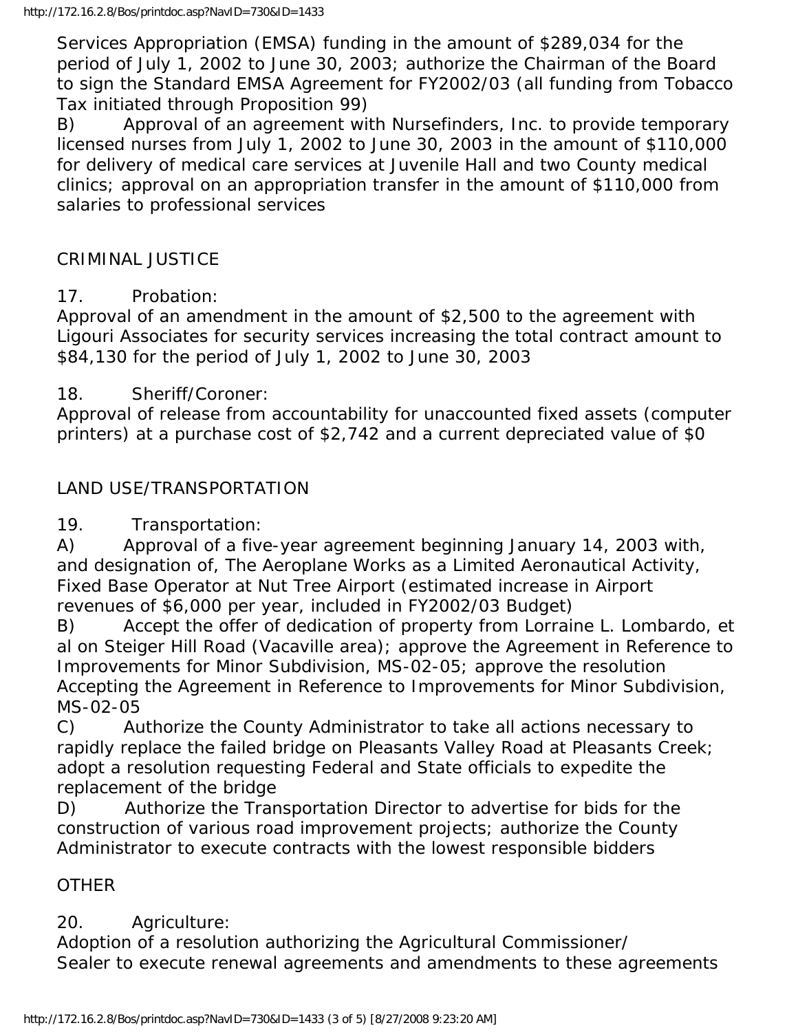Services Appropriation (EMSA) funding in the amount of $289,034 for the period of July 1, 2002 to June 30, 2003; authorize the Chairman of the Board to sign the Standard EMSA Agreement for FY2002/03 (all funding from Tobacco Tax initiated through Proposition 99)

B) Approval of an agreement with Nursefinders, Inc. to provide temporary licensed nurses from July 1, 2002 to June 30, 2003 in the amount of $110,000 for delivery of medical care services at Juvenile Hall and two County medical clinics; approval on an appropriation transfer in the amount of $110,000 from salaries to professional services

CRIMINAL JUSTICE

17. Probation:

Approval of an amendment in the amount of $2,500 to the agreement with Ligouri Associates for security services increasing the total contract amount to $84,130 for the period of July 1, 2002 to June 30, 2003

18. Sheriff/Coroner:

Approval of release from accountability for unaccounted fixed assets (computer printers) at a purchase cost of $2,742 and a current depreciated value of $0

LAND USE/TRANSPORTATION

19. Transportation:

A) Approval of a five-year agreement beginning January 14, 2003 with, and designation of, The Aeroplane Works as a Limited Aeronautical Activity, Fixed Base Operator at Nut Tree Airport (estimated increase in Airport revenues of $6,000 per year, included in FY2002/03 Budget)

B) Accept the offer of dedication of property from Lorraine L. Lombardo, et al on Steiger Hill Road (Vacaville area); approve the Agreement in Reference to Improvements for Minor Subdivision, MS-02-05; approve the resolution Accepting the Agreement in Reference to Improvements for Minor Subdivision, MS-02-05

C) Authorize the County Administrator to take all actions necessary to rapidly replace the failed bridge on Pleasants Valley Road at Pleasants Creek; adopt a resolution requesting Federal and State officials to expedite the replacement of the bridge

D) Authorize the Transportation Director to advertise for bids for the construction of various road improvement projects; authorize the County Administrator to execute contracts with the lowest responsible bidders

OTHER

20. Agriculture:

Adoption of a resolution authorizing the Agricultural Commissioner/ Sealer to execute renewal agreements and amendments to these agreements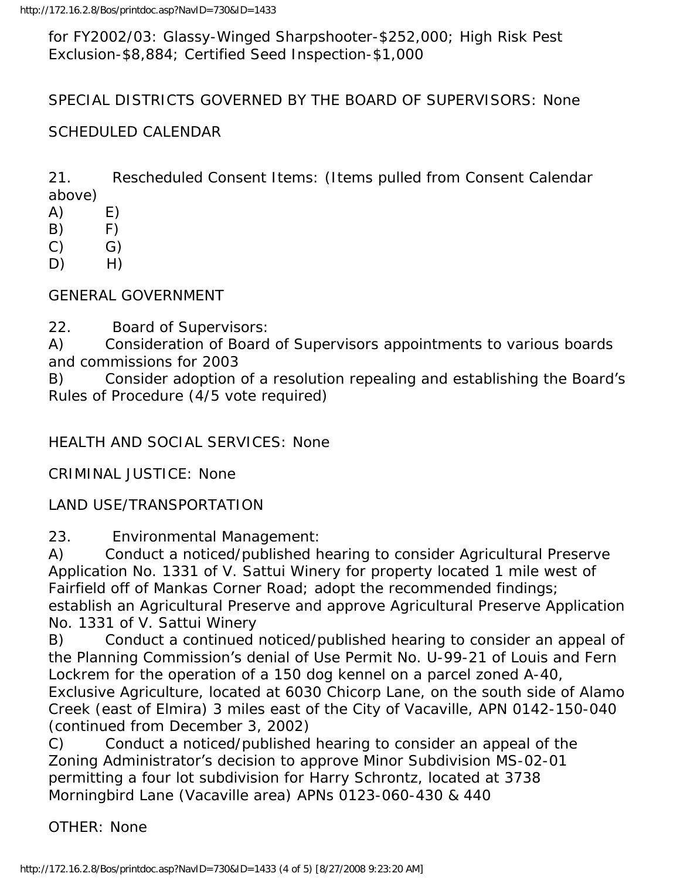for FY2002/03: Glassy-Winged Sharpshooter-$252,000; High Risk Pest Exclusion-$8,884; Certified Seed Inspection-$1,000

SPECIAL DISTRICTS GOVERNED BY THE BOARD OF SUPERVISORS: None

SCHEDULED CALENDAR

21. Rescheduled Consent Items: (Items pulled from Consent Calendar above)

A) E)
B) F)
C) G)
D) H)

GENERAL GOVERNMENT

22. Board of Supervisors:

A) Consideration of Board of Supervisors appointments to various boards and commissions for 2003

B) Consider adoption of a resolution repealing and establishing the Board's Rules of Procedure (4/5 vote required)

HEALTH AND SOCIAL SERVICES: None

CRIMINAL JUSTICE: None

LAND USE/TRANSPORTATION

23. Environmental Management:

A) Conduct a noticed/published hearing to consider Agricultural Preserve Application No. 1331 of V. Sattui Winery for property located 1 mile west of Fairfield off of Mankas Corner Road; adopt the recommended findings; establish an Agricultural Preserve and approve Agricultural Preserve Application No. 1331 of V. Sattui Winery

B) Conduct a continued noticed/published hearing to consider an appeal of the Planning Commission's denial of Use Permit No. U-99-21 of Louis and Fern Lockrem for the operation of a 150 dog kennel on a parcel zoned A-40, Exclusive Agriculture, located at 6030 Chicorp Lane, on the south side of Alamo Creek (east of Elmira) 3 miles east of the City of Vacaville, APN 0142-150-040 (continued from December 3, 2002)

C) Conduct a noticed/published hearing to consider an appeal of the Zoning Administrator's decision to approve Minor Subdivision MS-02-01 permitting a four lot subdivision for Harry Schrontz, located at 3738 Morningbird Lane (Vacaville area) APNs 0123-060-430 & 440

OTHER: None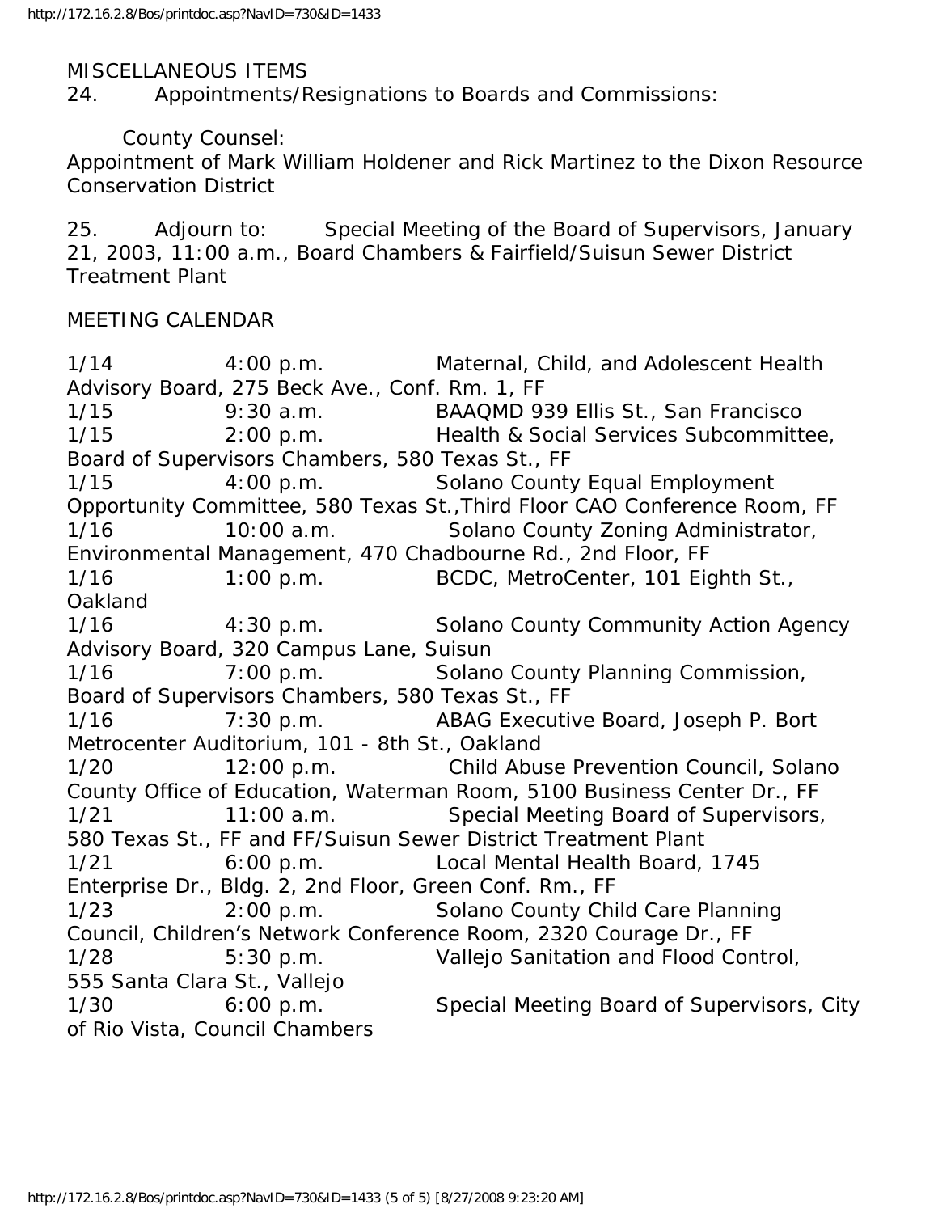MISCELLANEOUS ITEMS

24. Appointments/Resignations to Boards and Commissions:

County Counsel:
Appointment of Mark William Holdener and Rick Martinez to the Dixon Resource Conservation District

25. Adjourn to: Special Meeting of the Board of Supervisors, January 21, 2003, 11:00 a.m., Board Chambers & Fairfield/Suisun Sewer District Treatment Plant

MEETING CALENDAR

| | | |
|---|---|---|
| 1/14 | 4:00 p.m. | Maternal, Child, and Adolescent Health Advisory Board, 275 Beck Ave., Conf. Rm. 1, FF |
| 1/15 | 9:30 a.m. | BAAQMD 939 Ellis St., San Francisco |
| 1/15 | 2:00 p.m. | Health & Social Services Subcommittee, Board of Supervisors Chambers, 580 Texas St., FF |
| 1/15 | 4:00 p.m. | Solano County Equal Employment Opportunity Committee, 580 Texas St.,Third Floor CAO Conference Room, FF |
| 1/16 | 10:00 a.m. | Solano County Zoning Administrator, Environmental Management, 470 Chadbourne Rd., 2nd Floor, FF |
| 1/16 | 1:00 p.m. | BCDC, MetroCenter, 101 Eighth St., Oakland |
| 1/16 | 4:30 p.m. | Solano County Community Action Agency Advisory Board, 320 Campus Lane, Suisun |
| 1/16 | 7:00 p.m. | Solano County Planning Commission, Board of Supervisors Chambers, 580 Texas St., FF |
| 1/16 | 7:30 p.m. | ABAG Executive Board, Joseph P. Bort Metrocenter Auditorium, 101 - 8th St., Oakland |
| 1/20 | 12:00 p.m. | Child Abuse Prevention Council, Solano County Office of Education, Waterman Room, 5100 Business Center Dr., FF |
| 1/21 | 11:00 a.m. | Special Meeting Board of Supervisors, 580 Texas St., FF and FF/Suisun Sewer District Treatment Plant |
| 1/21 | 6:00 p.m. | Local Mental Health Board, 1745 Enterprise Dr., Bldg. 2, 2nd Floor, Green Conf. Rm., FF |
| 1/23 | 2:00 p.m. | Solano County Child Care Planning Council, Children's Network Conference Room, 2320 Courage Dr., FF |
| 1/28 | 5:30 p.m. | Vallejo Sanitation and Flood Control, 555 Santa Clara St., Vallejo |
| 1/30 | 6:00 p.m. | Special Meeting Board of Supervisors, City of Rio Vista, Council Chambers |